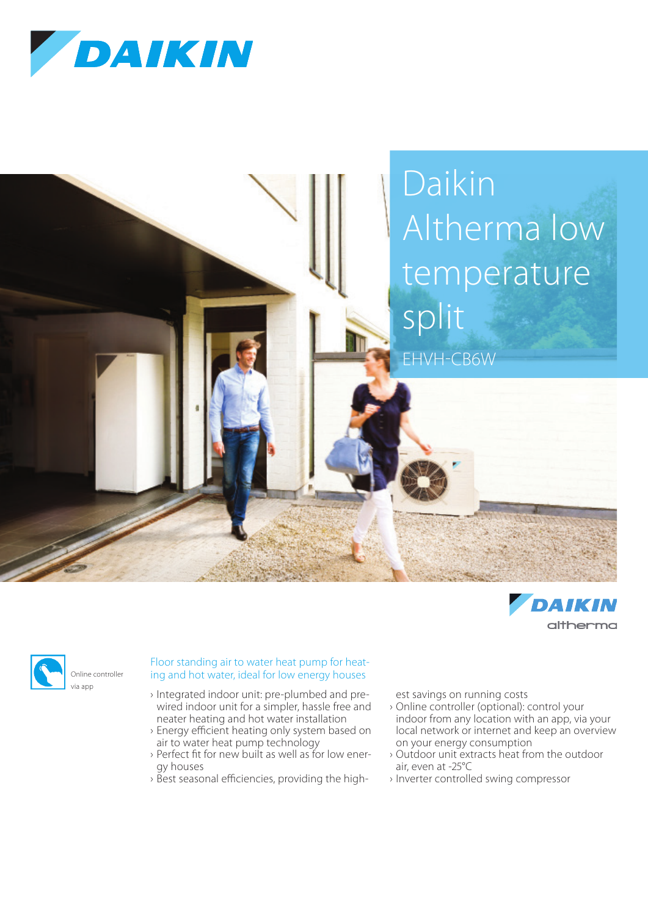# Daikin Altherma low temperature split

EHVH-CB6W

Online controller via app

## Floor standing air to water heat pump for heating and hot water, ideal for low energy houses

- Integrated indoor unit: pre-plumbed and pre-wired indoor unit for a simpler, hassle free and neater heating and hot water installation
- Energy efficient heating only system based on air to water heat pump technology
- Perfect fit for new built as well as for low energy houses
- Best seasonal efficiencies, providing the highest savings on running costs
- Online controller (optional): control your indoor from any location with an app, via your local network or internet and keep an overview on your energy consumption
- Outdoor unit extracts heat from the outdoor air, even at -25°C
- Inverter controlled swing compressor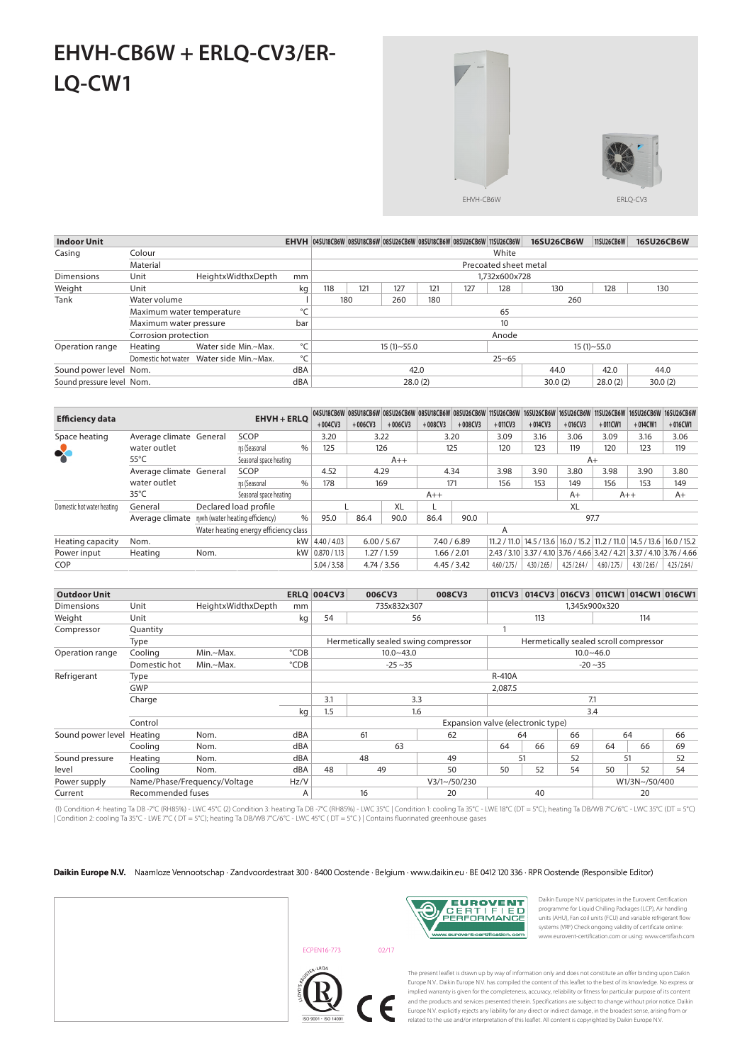# EHVH-CB6W + ERLQ-CV3/ERLQ-CW1

EHVH-CB6W

ERLQ-CV3

| Indoor Unit | | | | EHVH | 04SU18CB6W | 08SU18CB6W | 08SU26CB6W | 08SU18CB6W | 08SU26CB6W | 11SU26CB6W | 16SU26CB6W | 11SU26CB6W | 16SU26CB6W |
|---|---|---|---|---|---|---|---|---|---|---|---|---|---|
| Casing | Colour | | | | White | | | | | | | | |
| | Material | | | | Precoated sheet metal | | | | | | | | |
| Dimensions | Unit | HeightxWidthxDepth | mm | | 1,732x600x728 | | | | | | | | |
| Weight | Unit | | kg | | 118 | 121 | 127 | 121 | 127 | 128 | 130 | 128 | 130 |
| Tank | Water volume | | l | | 180 | | 260 | 180 | 260 | | | | |
| | Maximum water temperature | | °C | | 65 | | | | | | | | |
| | Maximum water pressure | | bar | | 10 | | | | | | | | |
| | Corrosion protection | | | | Anode | | | | | | | | |
| Operation range | Heating | Water side Min.~Max. | °C | | 15 (1)~55.0 | | | | | 15 (1)~55.0 | | | |
| | Domestic hot water | Water side Min.~Max. | °C | | 25~65 | | | | | | | | |
| Sound power level | Nom. | | dBA | | 42.0 | | | | | | 44.0 | 42.0 | 44.0 |
| Sound pressure level | Nom. | | dBA | | 28.0 (2) | | | | | | 30.0 (2) | 28.0 (2) | 30.0 (2) |

| Efficiency data | | | | EHVH + ERLQ | 04SU18CB6W +004CV3 | 08SU18CB6W +006CV3 | 08SU26CB6W +006CV3 | 08SU18CB6W +008CV3 | 08SU26CB6W +008CV3 | 11SU26CB6W +011CV3 | 16SU26CB6W +014CV3 | 16SU26CB6W +016CV3 | 11SU26CB6W +011CW1 | 16SU26CB6W +014CW1 | 16SU26CB6W +016CW1 |
|---|---|---|---|---|---|---|---|---|---|---|---|---|---|---|---|
| Space heating | Average climate water outlet 55°C | General | SCOP | | 3.20 | 3.22 | | 3.20 | | 3.09 | 3.16 | 3.06 | 3.09 | 3.16 | 3.06 |
| | | | ηs (Seasonal | % | 125 | 126 | | 125 | | 120 | 123 | 119 | 120 | 123 | 119 |
| | | | Seasonal space heating | | A++ | | | | | A+ | | | | | |
| | Average climate water outlet 35°C | General | SCOP | | 4.52 | 4.29 | | 4.34 | | 3.98 | 3.90 | 3.80 | 3.98 | 3.90 | 3.80 |
| | | | ηs (Seasonal | % | 178 | 169 | | 171 | | 156 | 153 | 149 | 156 | 153 | 149 |
| | | | Seasonal space heating | | A++ | | | | | | | A+ | A++ | | A+ |
| Domestic hot water heating | General | Declared load profile | | | L | | XL | L | | XL | | | | | |
| | Average climate | ηwh (water heating efficiency) | | % | 95.0 | 86.4 | 90.0 | 86.4 | 90.0 | 97.7 | | | | | |
| | | Water heating energy efficiency class | | | A | | | | | | | | | | |
| Heating capacity | Nom. | | | kW | 4.40 / 4.03 | 6.00 / 5.67 | | 7.40 / 6.89 | | 11.2 / 11.0 | 14.5 / 13.6 | 16.0 / 15.2 | 11.2 / 11.0 | 14.5 / 13.6 | 16.0 / 15.2 |
| Power input | Heating | Nom. | | kW | 0.870 / 1.13 | 1.27 / 1.59 | | 1.66 / 2.01 | | 2.43 / 3.10 | 3.37 / 4.10 | 3.76 / 4.66 | 3.42 / 4.21 | 3.37 / 4.10 | 3.76 / 4.66 |
| COP | | | | | 5.04 / 3.58 | 4.74 / 3.56 | | 4.45 / 3.42 | | 4.60 / 2.75 / | 4.30 / 2.65 / | 4.25 / 2.64 / | 4.60 / 2.75 / | 4.30 / 2.65 / | 4.25 / 2.64 / |

| Outdoor Unit | | | | ERLQ | 004CV3 | 006CV3 | 008CV3 | 011CV3 | 014CV3 | 016CV3 | 011CW1 | 014CW1 | 016CW1 |
|---|---|---|---|---|---|---|---|---|---|---|---|---|---|
| Dimensions | Unit | HeightxWidthxDepth | mm | | 735x832x307 | | | 1,345x900x320 | | | | | |
| Weight | Unit | | kg | | 54 | 56 | | 113 | | | 114 | | |
| Compressor | Quantity | | | | 1 | | | | | | | | |
| | Type | | | | Hermetically sealed swing compressor | | | Hermetically sealed scroll compressor | | | | | |
| Operation range | Cooling | Min.~Max. | °CDB | | 10.0~43.0 | | | 10.0~46.0 | | | | | |
| | Domestic hot | Min.~Max. | °CDB | | -25 ~35 | | | -20 ~35 | | | | | |
| Refrigerant | Type | | | | R-410A | | | | | | | | |
| | GWP | | | | 2,087.5 | | | | | | | | |
| | Charge | | | | 3.1 | 3.3 | | 7.1 | | | | | |
| | | | kg | | 1.5 | 1.6 | | 3.4 | | | | | |
| | Control | | | | Expansion valve (electronic type) | | | | | | | | |
| Sound power level | Heating | Nom. | dBA | | 61 | | 62 | 64 | | 66 | 64 | | 66 |
| | Cooling | Nom. | dBA | | 63 | | | 64 | 66 | 69 | 64 | 66 | 69 |
| Sound pressure level | Heating | Nom. | dBA | | 48 | | 49 | 51 | | 52 | 51 | | 52 |
| | Cooling | Nom. | dBA | | 48 | 49 | 50 | 50 | 52 | 54 | 50 | 52 | 54 |
| Power supply | Name/Phase/Frequency/Voltage | | Hz/V | | V3/1~/50/230 | | | | | | W1/3N~/50/400 | | |
| Current | Recommended fuses | | A | | 16 | | 20 | 40 | | | 20 | | |

(1) Condition 4: heating Ta DB -7°C (RH85%) - LWC 45°C (2) Condition 3: heating Ta DB -7°C (RH85%) - LWC 35°C | Condition 1: cooling Ta 35°C - LWE 18°C (DT = 5°C); heating Ta DB/WB 7°C/6°C - LWC 35°C (DT = 5°C) | Condition 2: cooling Ta 35°C - LWE 7°C ( DT = 5°C); heating Ta DB/WB 7°C/6°C - LWC 45°C ( DT = 5°C ) | Contains fluorinated greenhouse gases

**Daikin Europe N.V.** Naamloze Vennootschap · Zandvoordestraat 300 · 8400 Oostende · Belgium · www.daikin.eu · BE 0412 120 336 · RPR Oostende (Responsible Editor)

ECPEN16-773 02/17

EUROVENT CERTIFIED PERFORMANCE www.eurovent-certification.com

Daikin Europe N.V. participates in the Eurovent Certification programme for Liquid Chilling Packages (LCP), Air handling units (AHU), Fan coil units (FCU) and variable refrigerant flow systems (VRF) Check ongoing validity of certificate online: www.eurovent-certification.com or using: www.certiflash.com

ISO 9001 · ISO 14001

The present leaflet is drawn up by way of information only and does not constitute an offer binding upon Daikin Europe N.V.. Daikin Europe N.V. has compiled the content of this leaflet to the best of its knowledge. No express or implied warranty is given for the completeness, accuracy, reliability or fitness for particular purpose of its content and the products and services presented therein. Specifications are subject to change without prior notice. Daikin Europe N.V. explicitly rejects any liability for any direct or indirect damage, in the broadest sense, arising from or related to the use and/or interpretation of this leaflet. All content is copyrighted by Daikin Europe N.V.